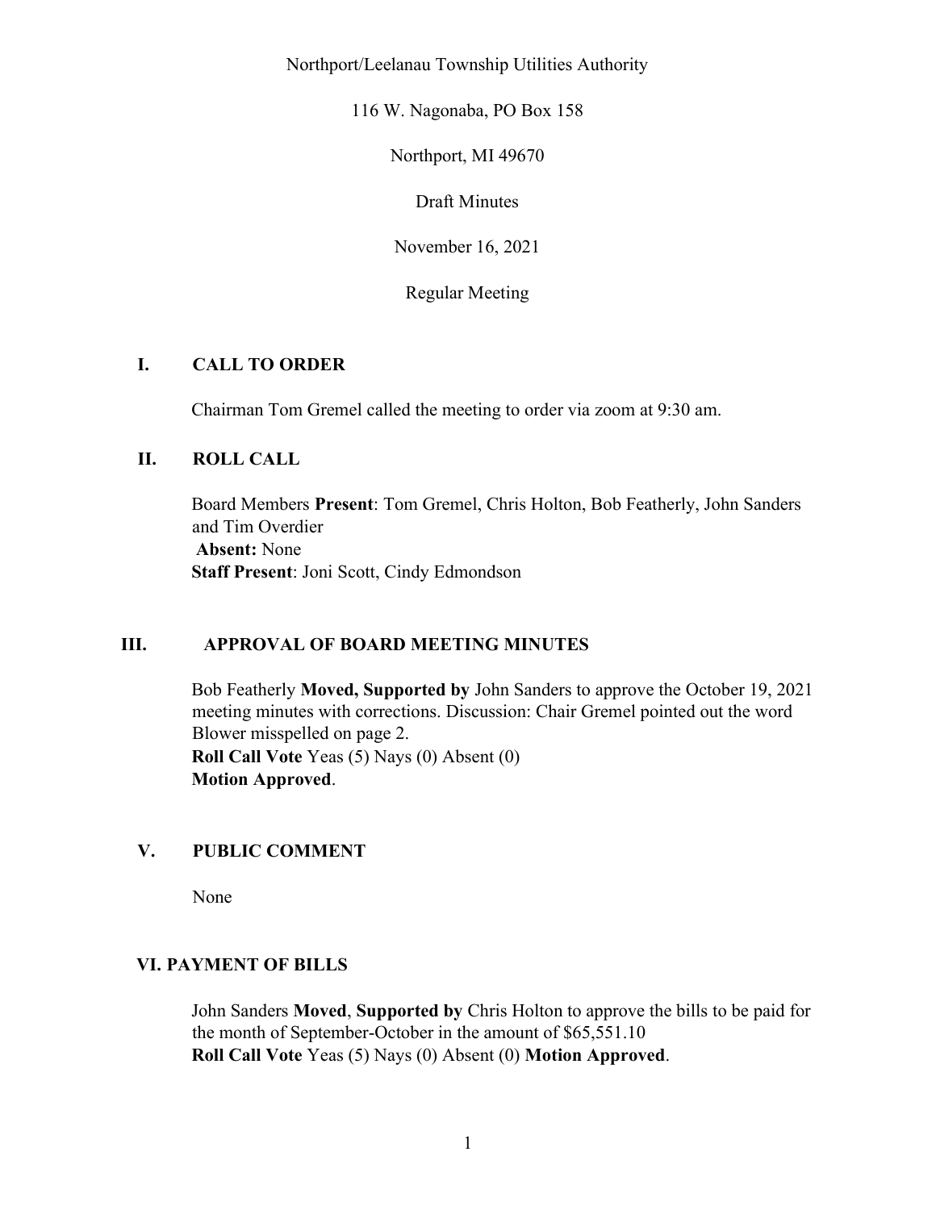Northport/Leelanau Township Utilities Authority

116 W. Nagonaba, PO Box 158

Northport, MI 49670

Draft Minutes

November 16, 2021

Regular Meeting

## I. CALL TO ORDER

Chairman Tom Gremel called the meeting to order via zoom at 9:30 am.

## II. ROLL CALL

Board Members **Present**: Tom Gremel, Chris Holton, Bob Featherly, John Sanders and Tim Overdier
**Absent:** None
**Staff Present**: Joni Scott, Cindy Edmondson

## III. APPROVAL OF BOARD MEETING MINUTES

Bob Featherly **Moved, Supported by** John Sanders to approve the October 19, 2021 meeting minutes with corrections. Discussion: Chair Gremel pointed out the word Blower misspelled on page 2.
**Roll Call Vote** Yeas (5) Nays (0) Absent (0)
**Motion Approved**.

## V. PUBLIC COMMENT

None

## VI. PAYMENT OF BILLS

John Sanders **Moved**, **Supported by** Chris Holton to approve the bills to be paid for the month of September-October in the amount of $65,551.10
**Roll Call Vote** Yeas (5) Nays (0) Absent (0) **Motion Approved**.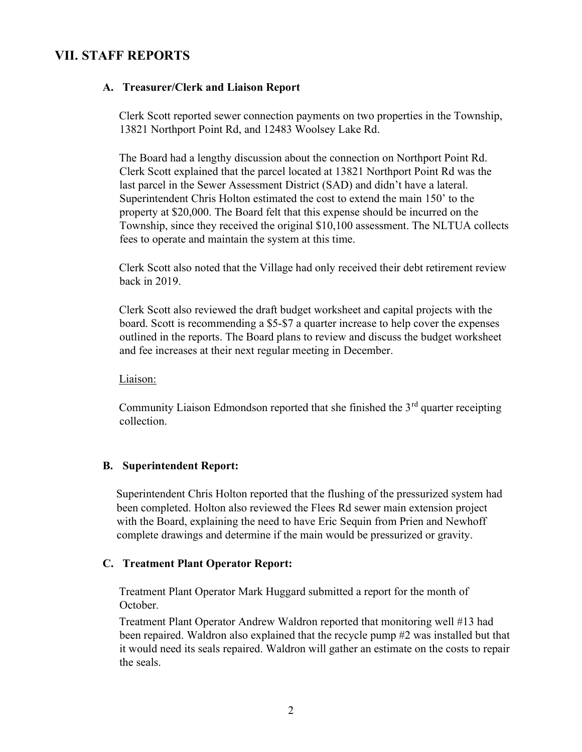## VII. STAFF REPORTS

### A. Treasurer/Clerk and Liaison Report

Clerk Scott reported sewer connection payments on two properties in the Township, 13821 Northport Point Rd, and 12483 Woolsey Lake Rd.

The Board had a lengthy discussion about the connection on Northport Point Rd. Clerk Scott explained that the parcel located at 13821 Northport Point Rd was the last parcel in the Sewer Assessment District (SAD) and didn't have a lateral. Superintendent Chris Holton estimated the cost to extend the main 150' to the property at $20,000. The Board felt that this expense should be incurred on the Township, since they received the original $10,100 assessment. The NLTUA collects fees to operate and maintain the system at this time.

Clerk Scott also noted that the Village had only received their debt retirement review back in 2019.

Clerk Scott also reviewed the draft budget worksheet and capital projects with the board. Scott is recommending a $5-$7 a quarter increase to help cover the expenses outlined in the reports. The Board plans to review and discuss the budget worksheet and fee increases at their next regular meeting in December.

Liaison:

Community Liaison Edmondson reported that she finished the 3rd quarter receipting collection.

### B. Superintendent Report:

Superintendent Chris Holton reported that the flushing of the pressurized system had been completed. Holton also reviewed the Flees Rd sewer main extension project with the Board, explaining the need to have Eric Sequin from Prien and Newhoff complete drawings and determine if the main would be pressurized or gravity.

### C. Treatment Plant Operator Report:

Treatment Plant Operator Mark Huggard submitted a report for the month of October.

Treatment Plant Operator Andrew Waldron reported that monitoring well #13 had been repaired. Waldron also explained that the recycle pump #2 was installed but that it would need its seals repaired. Waldron will gather an estimate on the costs to repair the seals.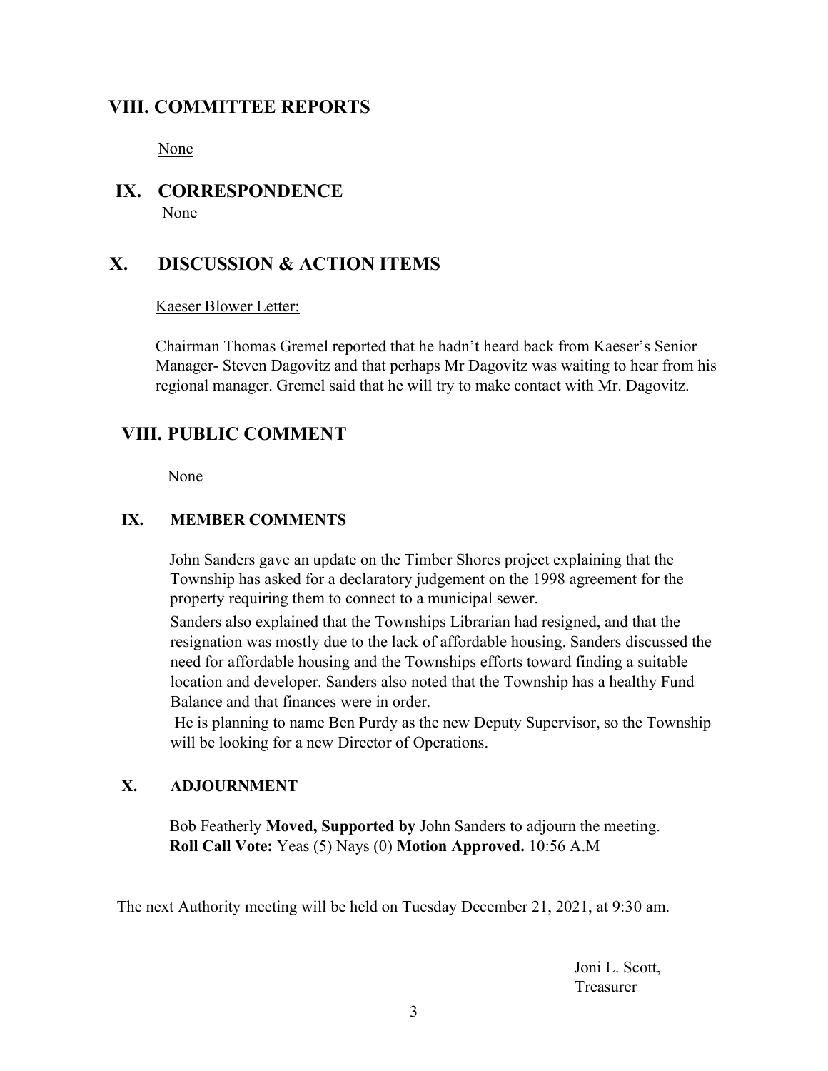## VIII. COMMITTEE REPORTS

None

## IX. CORRESPONDENCE

None

## X. DISCUSSION & ACTION ITEMS

Kaeser Blower Letter:

Chairman Thomas Gremel reported that he hadn't heard back from Kaeser's Senior Manager- Steven Dagovitz and that perhaps Mr Dagovitz was waiting to hear from his regional manager. Gremel said that he will try to make contact with Mr. Dagovitz.

## VIII. PUBLIC COMMENT

None

### IX. MEMBER COMMENTS

John Sanders gave an update on the Timber Shores project explaining that the Township has asked for a declaratory judgement on the 1998 agreement for the property requiring them to connect to a municipal sewer.

Sanders also explained that the Townships Librarian had resigned, and that the resignation was mostly due to the lack of affordable housing. Sanders discussed the need for affordable housing and the Townships efforts toward finding a suitable location and developer. Sanders also noted that the Township has a healthy Fund Balance and that finances were in order.

He is planning to name Ben Purdy as the new Deputy Supervisor, so the Township will be looking for a new Director of Operations.

### X. ADJOURNMENT

Bob Featherly **Moved, Supported by** John Sanders to adjourn the meeting.
**Roll Call Vote:** Yeas (5) Nays (0) **Motion Approved.** 10:56 A.M

The next Authority meeting will be held on Tuesday December 21, 2021, at 9:30 am.

Joni L. Scott,
Treasurer